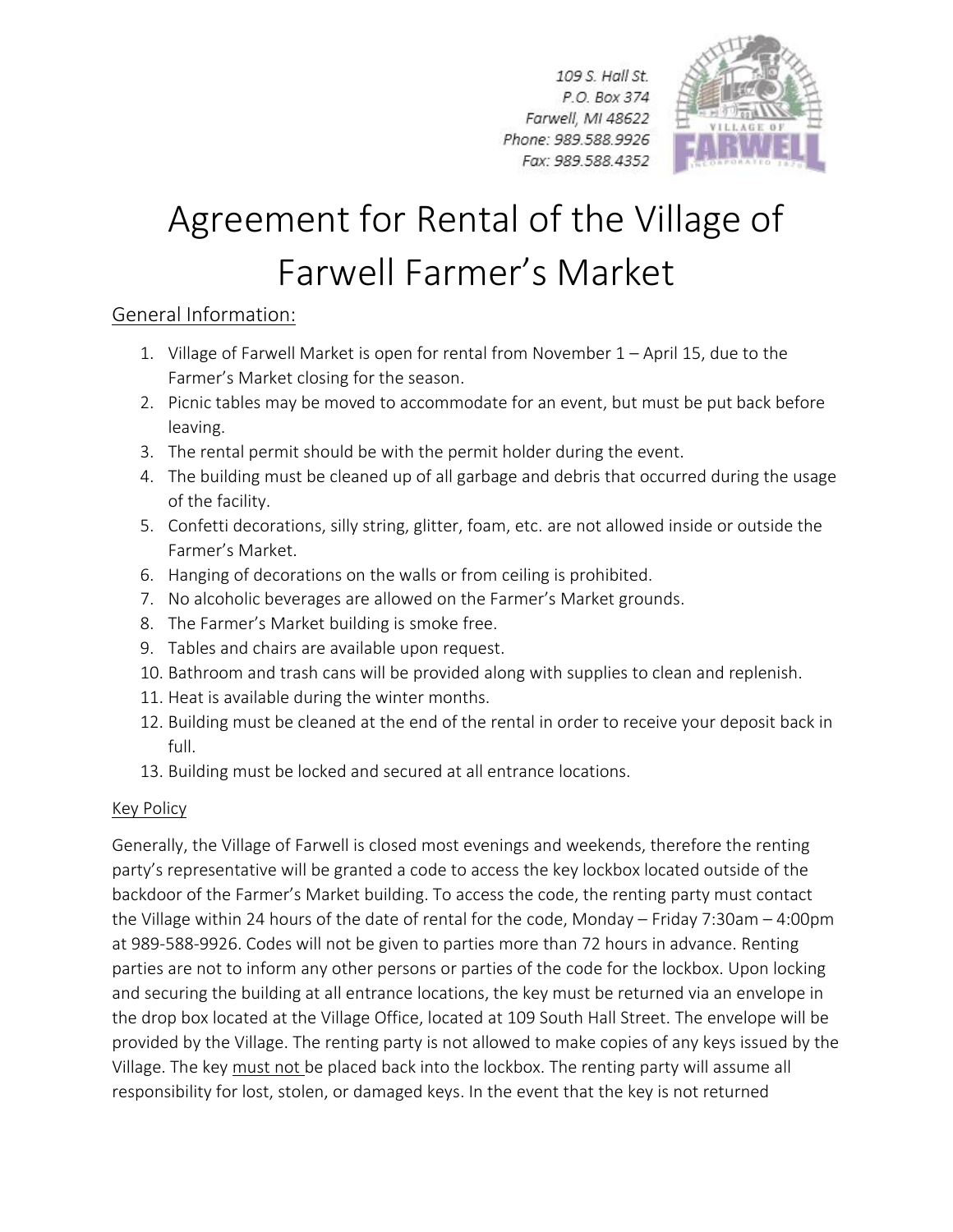109 S. Hall St.
P.O. Box 374
Farwell, MI 48622
Phone: 989.588.9926
Fax: 989.588.4352

# Agreement for Rental of the Village of Farwell Farmer's Market

## General Information:

1. Village of Farwell Market is open for rental from November 1 – April 15, due to the Farmer's Market closing for the season.
2. Picnic tables may be moved to accommodate for an event, but must be put back before leaving.
3. The rental permit should be with the permit holder during the event.
4. The building must be cleaned up of all garbage and debris that occurred during the usage of the facility.
5. Confetti decorations, silly string, glitter, foam, etc. are not allowed inside or outside the Farmer's Market.
6. Hanging of decorations on the walls or from ceiling is prohibited.
7. No alcoholic beverages are allowed on the Farmer's Market grounds.
8. The Farmer's Market building is smoke free.
9. Tables and chairs are available upon request.
10. Bathroom and trash cans will be provided along with supplies to clean and replenish.
11. Heat is available during the winter months.
12. Building must be cleaned at the end of the rental in order to receive your deposit back in full.
13. Building must be locked and secured at all entrance locations.

### Key Policy

Generally, the Village of Farwell is closed most evenings and weekends, therefore the renting party's representative will be granted a code to access the key lockbox located outside of the backdoor of the Farmer's Market building. To access the code, the renting party must contact the Village within 24 hours of the date of rental for the code, Monday – Friday 7:30am – 4:00pm at 989-588-9926. Codes will not be given to parties more than 72 hours in advance. Renting parties are not to inform any other persons or parties of the code for the lockbox. Upon locking and securing the building at all entrance locations, the key must be returned via an envelope in the drop box located at the Village Office, located at 109 South Hall Street. The envelope will be provided by the Village. The renting party is not allowed to make copies of any keys issued by the Village. The key must not be placed back into the lockbox. The renting party will assume all responsibility for lost, stolen, or damaged keys. In the event that the key is not returned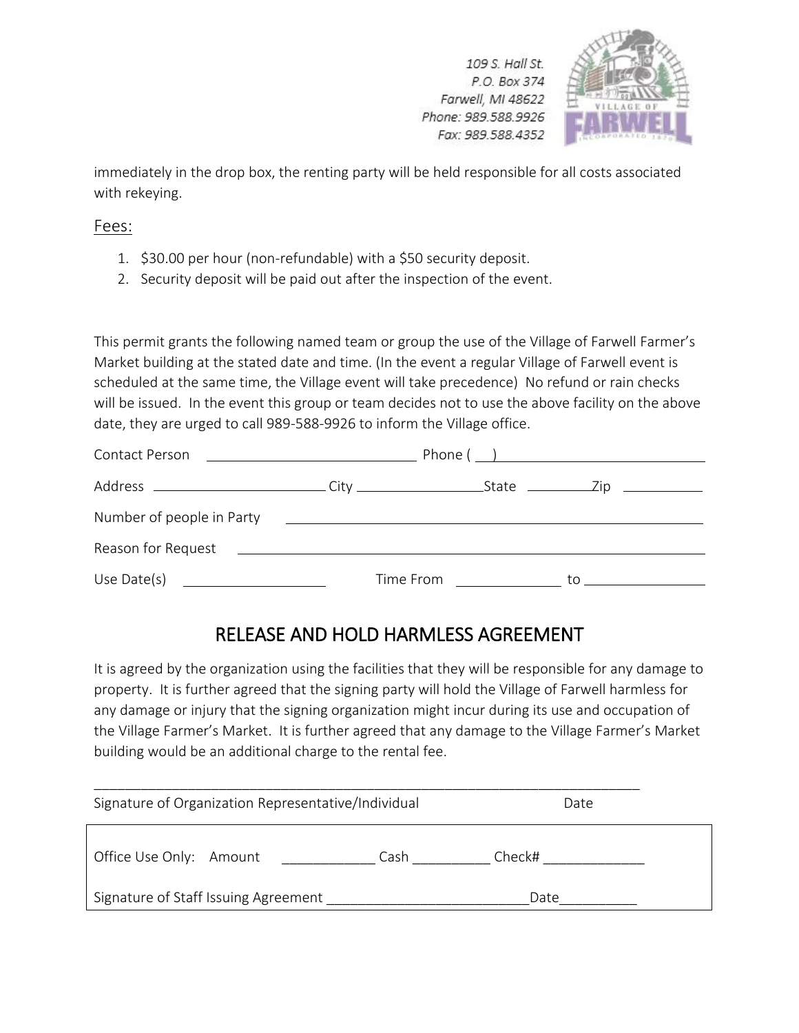109 S. Hall St.
P.O. Box 374
Farwell, MI 48622
Phone: 989.588.9926
Fax: 989.588.4352

immediately in the drop box, the renting party will be held responsible for all costs associated with rekeying.

## Fees:

1. $30.00 per hour (non-refundable) with a $50 security deposit.
2. Security deposit will be paid out after the inspection of the event.

This permit grants the following named team or group the use of the Village of Farwell Farmer's Market building at the stated date and time. (In the event a regular Village of Farwell event is scheduled at the same time, the Village event will take precedence) No refund or rain checks will be issued. In the event this group or team decides not to use the above facility on the above date, they are urged to call 989-588-9926 to inform the Village office.

Contact Person ____________________________ Phone ( ) ____________________________

Address ______________________ City __________________ State __________ Zip ___________

Number of people in Party ______________________________________________________

Reason for Request ____________________________________________________________

Use Date(s) ___________________ Time From ______________ to ________________

## RELEASE AND HOLD HARMLESS AGREEMENT

It is agreed by the organization using the facilities that they will be responsible for any damage to property. It is further agreed that the signing party will hold the Village of Farwell harmless for any damage or injury that the signing organization might incur during its use and occupation of the Village Farmer's Market. It is further agreed that any damage to the Village Farmer's Market building would be an additional charge to the rental fee.

___________________________________________________________________________

Signature of Organization Representative/Individual Date

Office Use Only: Amount ____________ Cash __________ Check# _____________

Signature of Staff Issuing Agreement __________________________Date__________